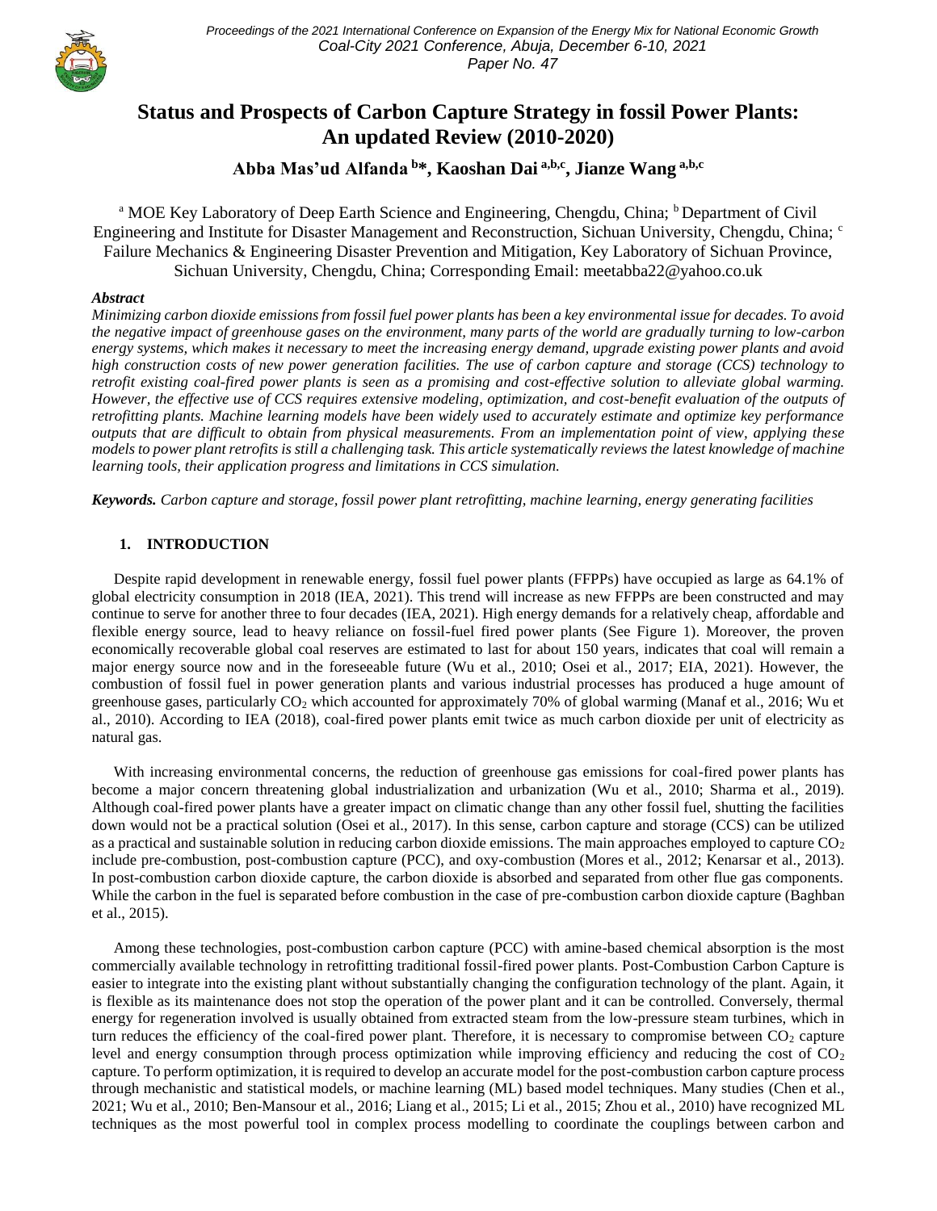# Status and Prospects of Carbon Capture Strategy in fossil Power Plants: An updated Review (2010-2020)

**Abba Mas'ud Alfanda [b]\*, Kaoshan Dai [a,b,c], Jianze Wang [a,b,c]**

[a] MOE Key Laboratory of Deep Earth Science and Engineering, Chengdu, China; [b] Department of Civil Engineering and Institute for Disaster Management and Reconstruction, Sichuan University, Chengdu, China; [c] Failure Mechanics & Engineering Disaster Prevention and Mitigation, Key Laboratory of Sichuan Province, Sichuan University, Chengdu, China; Corresponding Email: meetabba22@yahoo.co.uk

### *Abstract*

*Minimizing carbon dioxide emissions from fossil fuel power plants has been a key environmental issue for decades. To avoid the negative impact of greenhouse gases on the environment, many parts of the world are gradually turning to low-carbon energy systems, which makes it necessary to meet the increasing energy demand, upgrade existing power plants and avoid high construction costs of new power generation facilities. The use of carbon capture and storage (CCS) technology to retrofit existing coal-fired power plants is seen as a promising and cost-effective solution to alleviate global warming. However, the effective use of CCS requires extensive modeling, optimization, and cost-benefit evaluation of the outputs of retrofitting plants. Machine learning models have been widely used to accurately estimate and optimize key performance outputs that are difficult to obtain from physical measurements. From an implementation point of view, applying these models to power plant retrofits is still a challenging task. This article systematically reviews the latest knowledge of machine learning tools, their application progress and limitations in CCS simulation.*

***Keywords.*** *Carbon capture and storage, fossil power plant retrofitting, machine learning, energy generating facilities*

## 1. INTRODUCTION

Despite rapid development in renewable energy, fossil fuel power plants (FFPPs) have occupied as large as 64.1% of global electricity consumption in 2018 (IEA, 2021). This trend will increase as new FFPPs are been constructed and may continue to serve for another three to four decades (IEA, 2021). High energy demands for a relatively cheap, affordable and flexible energy source, lead to heavy reliance on fossil-fuel fired power plants (See Figure 1). Moreover, the proven economically recoverable global coal reserves are estimated to last for about 150 years, indicates that coal will remain a major energy source now and in the foreseeable future (Wu et al., 2010; Osei et al., 2017; EIA, 2021). However, the combustion of fossil fuel in power generation plants and various industrial processes has produced a huge amount of greenhouse gases, particularly $CO_2$ which accounted for approximately 70% of global warming (Manaf et al., 2016; Wu et al., 2010). According to IEA (2018), coal-fired power plants emit twice as much carbon dioxide per unit of electricity as natural gas.

With increasing environmental concerns, the reduction of greenhouse gas emissions for coal-fired power plants has become a major concern threatening global industrialization and urbanization (Wu et al., 2010; Sharma et al., 2019). Although coal-fired power plants have a greater impact on climatic change than any other fossil fuel, shutting the facilities down would not be a practical solution (Osei et al., 2017). In this sense, carbon capture and storage (CCS) can be utilized as a practical and sustainable solution in reducing carbon dioxide emissions. The main approaches employed to capture $CO_2$ include pre-combustion, post-combustion capture (PCC), and oxy-combustion (Mores et al., 2012; Kenarsar et al., 2013). In post-combustion carbon dioxide capture, the carbon dioxide is absorbed and separated from other flue gas components. While the carbon in the fuel is separated before combustion in the case of pre-combustion carbon dioxide capture (Baghban et al., 2015).

Among these technologies, post-combustion carbon capture (PCC) with amine-based chemical absorption is the most commercially available technology in retrofitting traditional fossil-fired power plants. Post-Combustion Carbon Capture is easier to integrate into the existing plant without substantially changing the configuration technology of the plant. Again, it is flexible as its maintenance does not stop the operation of the power plant and it can be controlled. Conversely, thermal energy for regeneration involved is usually obtained from extracted steam from the low-pressure steam turbines, which in turn reduces the efficiency of the coal-fired power plant. Therefore, it is necessary to compromise between $CO_2$ capture level and energy consumption through process optimization while improving efficiency and reducing the cost of $CO_2$ capture. To perform optimization, it is required to develop an accurate model for the post-combustion carbon capture process through mechanistic and statistical models, or machine learning (ML) based model techniques. Many studies (Chen et al., 2021; Wu et al., 2010; Ben-Mansour et al., 2016; Liang et al., 2015; Li et al., 2015; Zhou et al., 2010) have recognized ML techniques as the most powerful tool in complex process modelling to coordinate the couplings between carbon and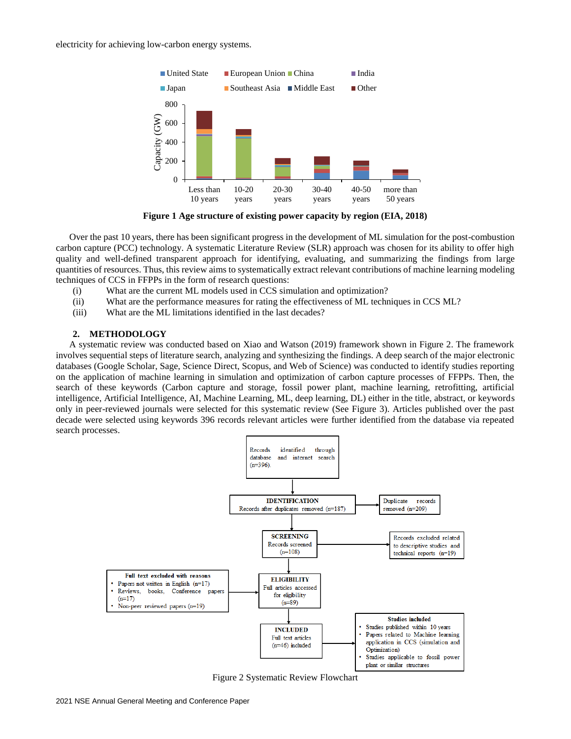electricity for achieving low-carbon energy systems.

**Figure 1 Age structure of existing power capacity by region (EIA, 2018)**

Over the past 10 years, there has been significant progress in the development of ML simulation for the post-combustion carbon capture (PCC) technology. A systematic Literature Review (SLR) approach was chosen for its ability to offer high quality and well-defined transparent approach for identifying, evaluating, and summarizing the findings from large quantities of resources. Thus, this review aims to systematically extract relevant contributions of machine learning modeling techniques of CCS in FFPPs in the form of research questions:

(i) What are the current ML models used in CCS simulation and optimization?
(ii) What are the performance measures for rating the effectiveness of ML techniques in CCS ML?
(iii) What are the ML limitations identified in the last decades?

## 2. METHODOLOGY

A systematic review was conducted based on Xiao and Watson (2019) framework shown in Figure 2. The framework involves sequential steps of literature search, analyzing and synthesizing the findings. A deep search of the major electronic databases (Google Scholar, Sage, Science Direct, Scopus, and Web of Science) was conducted to identify studies reporting on the application of machine learning in simulation and optimization of carbon capture processes of FFPPs. Then, the search of these keywords (Carbon capture and storage, fossil power plant, machine learning, retrofitting, artificial intelligence, Artificial Intelligence, AI, Machine Learning, ML, deep learning, DL) either in the title, abstract, or keywords only in peer-reviewed journals were selected for this systematic review (See Figure 3). Articles published over the past decade were selected using keywords 396 records relevant articles were further identified from the database via repeated search processes.

Figure 2 Systematic Review Flowchart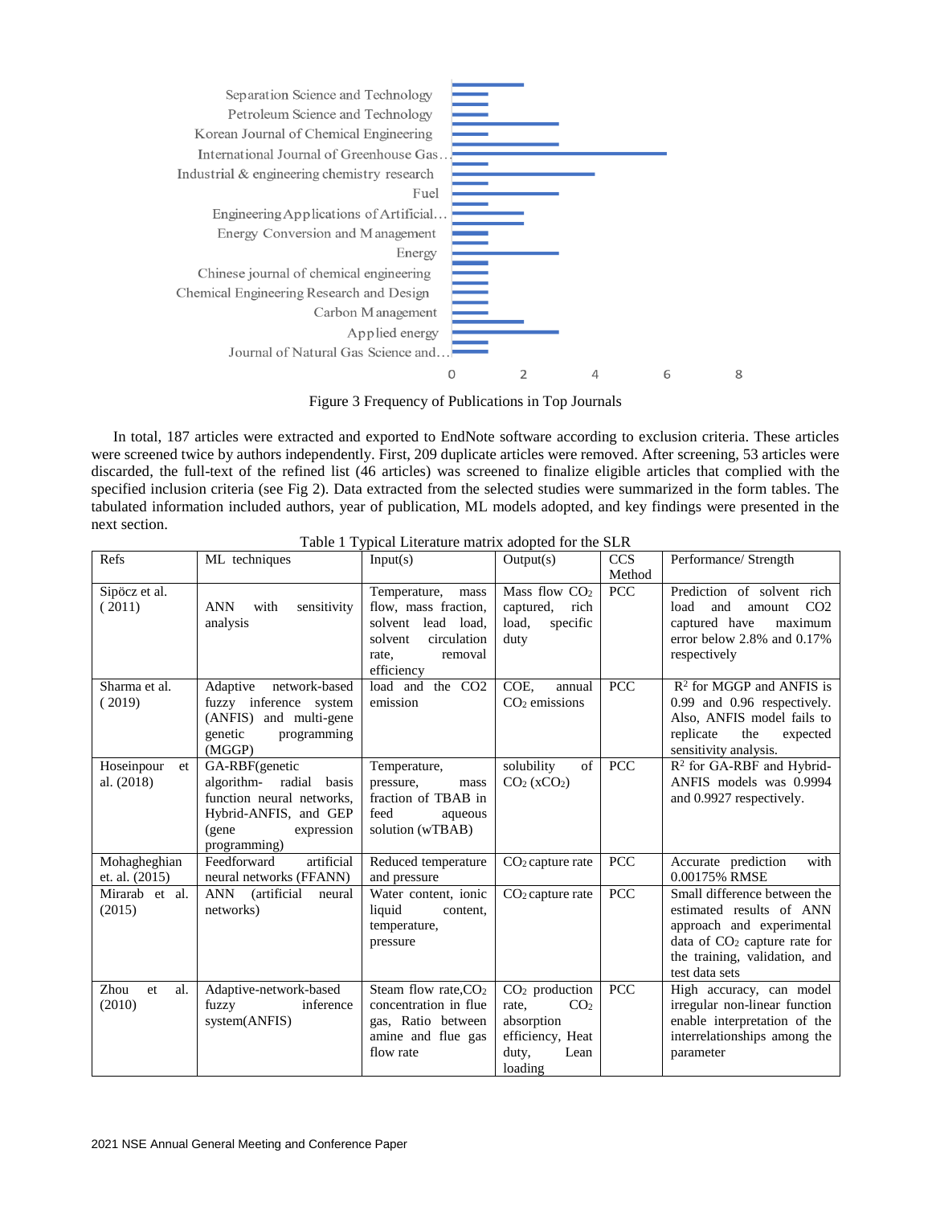Figure 3 Frequency of Publications in Top Journals

In total, 187 articles were extracted and exported to EndNote software according to exclusion criteria. These articles were screened twice by authors independently. First, 209 duplicate articles were removed. After screening, 53 articles were discarded, the full-text of the refined list (46 articles) was screened to finalize eligible articles that complied with the specified inclusion criteria (see Fig 2). Data extracted from the selected studies were summarized in the form tables. The tabulated information included authors, year of publication, ML models adopted, and key findings were presented in the next section.

Table 1 Typical Literature matrix adopted for the SLR

| Refs | ML techniques | Input(s) | Output(s) | CCS Method | Performance/ Strength |
|---|---|---|---|---|---|
| Sipöcz et al. (2011) | ANN with sensitivity analysis | Temperature, mass flow, mass fraction, solvent lead load, solvent circulation rate, removal efficiency | Mass flow $CO_2$ captured, rich load, specific duty | PCC | Prediction of solvent rich load and amount CO2 captured have maximum error below 2.8% and 0.17% respectively |
| Sharma et al. (2019) | Adaptive network-based fuzzy inference system (ANFIS) and multi-gene genetic programming (MGGP) | load and the CO2 emission | COE, annual $CO_2$ emissions | PCC | $R^2$ for MGGP and ANFIS is 0.99 and 0.96 respectively. Also, ANFIS model fails to replicate the expected sensitivity analysis. |
| Hoseinpour et al. (2018) | GA-RBF(genetic algorithm- radial basis function neural networks, Hybrid-ANFIS, and GEP (gene expression programming) | Temperature, pressure, mass fraction of TBAB in feed aqueous solution (wTBAB) | solubility of $CO_2$ ($xCO_2$) | PCC | $R^2$ for GA-RBF and Hybrid-ANFIS models was 0.9994 and 0.9927 respectively. |
| Mohagheghian et. al. (2015) | Feedforward artificial neural networks (FFANN) | Reduced temperature and pressure | $CO_2$ capture rate | PCC | Accurate prediction with 0.00175% RMSE |
| Mirarab et al. (2015) | ANN (artificial neural networks) | Water content, ionic liquid content, temperature, pressure | $CO_2$ capture rate | PCC | Small difference between the estimated results of ANN approach and experimental data of $CO_2$ capture rate for the training, validation, and test data sets |
| Zhou et al. (2010) | Adaptive-network-based fuzzy inference system(ANFIS) | Steam flow rate,$CO_2$ concentration in flue gas, Ratio between amine and flue gas flow rate | $CO_2$ production rate, $CO_2$ absorption efficiency, Heat duty, Lean loading | PCC | High accuracy, can model irregular non-linear function enable interpretation of the interrelationships among the parameter |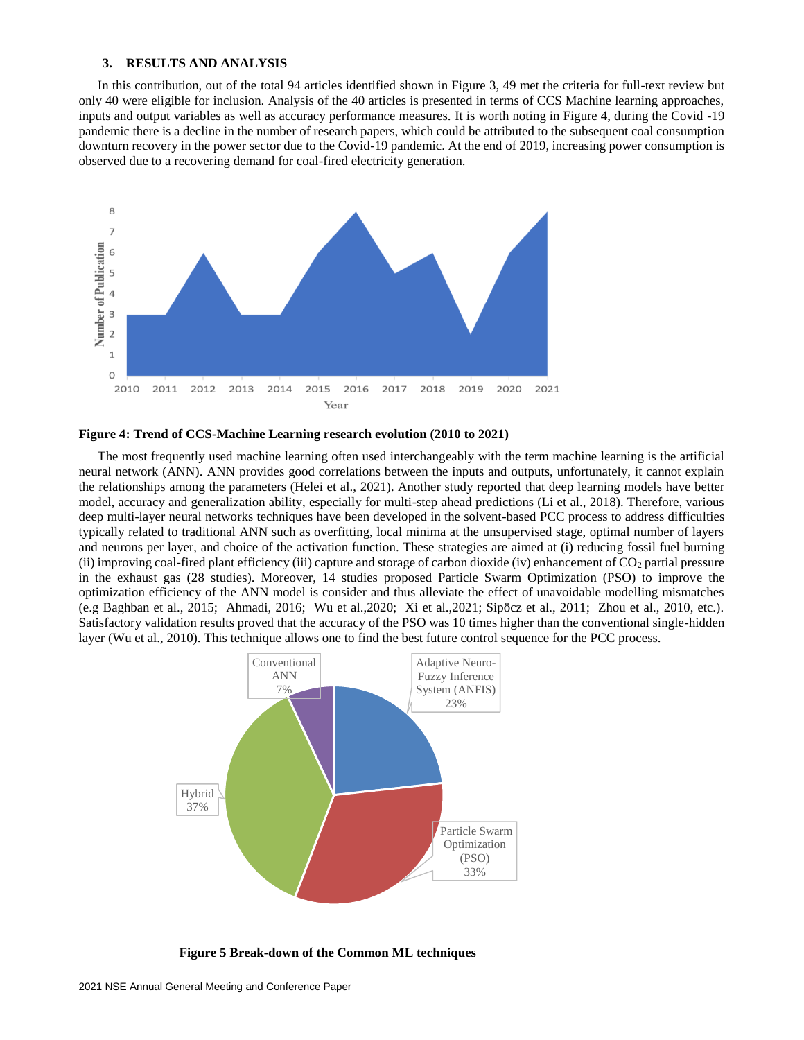## 3. RESULTS AND ANALYSIS

In this contribution, out of the total 94 articles identified shown in Figure 3, 49 met the criteria for full-text review but only 40 were eligible for inclusion. Analysis of the 40 articles is presented in terms of CCS Machine learning approaches, inputs and output variables as well as accuracy performance measures. It is worth noting in Figure 4, during the Covid -19 pandemic there is a decline in the number of research papers, which could be attributed to the subsequent coal consumption downturn recovery in the power sector due to the Covid-19 pandemic. At the end of 2019, increasing power consumption is observed due to a recovering demand for coal-fired electricity generation.

**Figure 4: Trend of CCS-Machine Learning research evolution (2010 to 2021)**

The most frequently used machine learning often used interchangeably with the term machine learning is the artificial neural network (ANN). ANN provides good correlations between the inputs and outputs, unfortunately, it cannot explain the relationships among the parameters (Helei et al., 2021). Another study reported that deep learning models have better model, accuracy and generalization ability, especially for multi-step ahead predictions (Li et al., 2018). Therefore, various deep multi-layer neural networks techniques have been developed in the solvent-based PCC process to address difficulties typically related to traditional ANN such as overfitting, local minima at the unsupervised stage, optimal number of layers and neurons per layer, and choice of the activation function. These strategies are aimed at (i) reducing fossil fuel burning (ii) improving coal-fired plant efficiency (iii) capture and storage of carbon dioxide (iv) enhancement of $CO_2$ partial pressure in the exhaust gas (28 studies). Moreover, 14 studies proposed Particle Swarm Optimization (PSO) to improve the optimization efficiency of the ANN model is consider and thus alleviate the effect of unavoidable modelling mismatches (e.g Baghban et al., 2015; Ahmadi, 2016; Wu et al.,2020; Xi et al.,2021; Sipöcz et al., 2011; Zhou et al., 2010, etc.). Satisfactory validation results proved that the accuracy of the PSO was 10 times higher than the conventional single-hidden layer (Wu et al., 2010). This technique allows one to find the best future control sequence for the PCC process.

**Figure 5 Break-down of the Common ML techniques**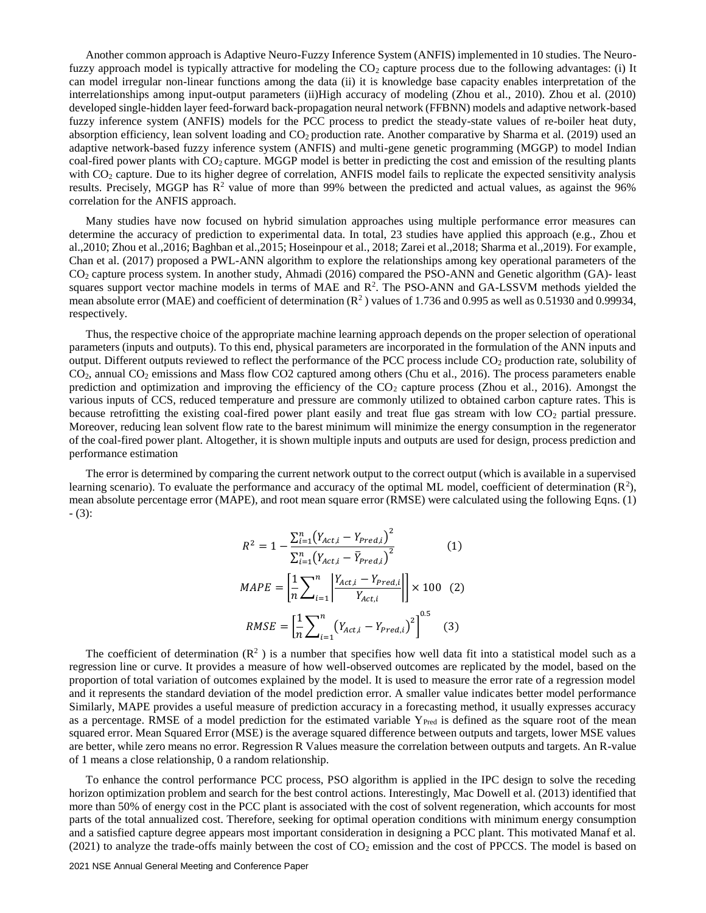Another common approach is Adaptive Neuro-Fuzzy Inference System (ANFIS) implemented in 10 studies. The Neuro-fuzzy approach model is typically attractive for modeling the $CO_2$ capture process due to the following advantages: (i) It can model irregular non-linear functions among the data (ii) it is knowledge base capacity enables interpretation of the interrelationships among input-output parameters (ii)High accuracy of modeling (Zhou et al., 2010). Zhou et al. (2010) developed single-hidden layer feed-forward back-propagation neural network (FFBNN) models and adaptive network-based fuzzy inference system (ANFIS) models for the PCC process to predict the steady-state values of re-boiler heat duty, absorption efficiency, lean solvent loading and $CO_2$ production rate. Another comparative by Sharma et al. (2019) used an adaptive network-based fuzzy inference system (ANFIS) and multi-gene genetic programming (MGGP) to model Indian coal-fired power plants with $CO_2$ capture. MGGP model is better in predicting the cost and emission of the resulting plants with $CO_2$ capture. Due to its higher degree of correlation, ANFIS model fails to replicate the expected sensitivity analysis results. Precisely, MGGP has $R^2$ value of more than 99% between the predicted and actual values, as against the 96% correlation for the ANFIS approach.

Many studies have now focused on hybrid simulation approaches using multiple performance error measures can determine the accuracy of prediction to experimental data. In total, 23 studies have applied this approach (e.g., Zhou et al.,2010; Zhou et al.,2016; Baghban et al.,2015; Hoseinpour et al., 2018; Zarei et al.,2018; Sharma et al.,2019). For example, Chan et al. (2017) proposed a PWL-ANN algorithm to explore the relationships among key operational parameters of the $CO_2$ capture process system. In another study, Ahmadi (2016) compared the PSO-ANN and Genetic algorithm (GA)- least squares support vector machine models in terms of MAE and $R^2$. The PSO-ANN and GA-LSSVM methods yielded the mean absolute error (MAE) and coefficient of determination ($R^2$ ) values of 1.736 and 0.995 as well as 0.51930 and 0.99934, respectively.

Thus, the respective choice of the appropriate machine learning approach depends on the proper selection of operational parameters (inputs and outputs). To this end, physical parameters are incorporated in the formulation of the ANN inputs and output. Different outputs reviewed to reflect the performance of the PCC process include $CO_2$ production rate, solubility of $CO_2$, annual $CO_2$ emissions and Mass flow CO2 captured among others (Chu et al., 2016). The process parameters enable prediction and optimization and improving the efficiency of the $CO_2$ capture process (Zhou et al., 2016). Amongst the various inputs of CCS, reduced temperature and pressure are commonly utilized to obtained carbon capture rates. This is because retrofitting the existing coal-fired power plant easily and treat flue gas stream with low $CO_2$ partial pressure. Moreover, reducing lean solvent flow rate to the barest minimum will minimize the energy consumption in the regenerator of the coal-fired power plant. Altogether, it is shown multiple inputs and outputs are used for design, process prediction and performance estimation

The error is determined by comparing the current network output to the correct output (which is available in a supervised learning scenario). To evaluate the performance and accuracy of the optimal ML model, coefficient of determination ($R^2$), mean absolute percentage error (MAPE), and root mean square error (RMSE) were calculated using the following Eqns. (1) - (3):

$$R^2 = 1 - \frac{\sum_{i=1}^{n}\left(Y_{Act,i} - Y_{Pred,i}\right)^2}{\sum_{i=1}^{n}\left(Y_{Act,i} - \bar{Y}_{Pred,i}\right)^2} \qquad (1)$$

$$MAPE = \left[\frac{1}{n}\sum_{i=1}^{n}\left|\frac{Y_{Act,i} - Y_{Pred,i}}{Y_{Act,i}}\right|\right] \times 100 \quad (2)$$

$$RMSE = \left[\frac{1}{n}\sum_{i=1}^{n}\left(Y_{Act,i} - Y_{Pred,i}\right)^2\right]^{0.5} \quad (3)$$

The coefficient of determination ($R^2$ ) is a number that specifies how well data fit into a statistical model such as a regression line or curve. It provides a measure of how well-observed outcomes are replicated by the model, based on the proportion of total variation of outcomes explained by the model. It is used to measure the error rate of a regression model and it represents the standard deviation of the model prediction error. A smaller value indicates better model performance Similarly, MAPE provides a useful measure of prediction accuracy in a forecasting method, it usually expresses accuracy as a percentage. RMSE of a model prediction for the estimated variable $Y_{Pred}$ is defined as the square root of the mean squared error. Mean Squared Error (MSE) is the average squared difference between outputs and targets, lower MSE values are better, while zero means no error. Regression R Values measure the correlation between outputs and targets. An R-value of 1 means a close relationship, 0 a random relationship.

To enhance the control performance PCC process, PSO algorithm is applied in the IPC design to solve the receding horizon optimization problem and search for the best control actions. Interestingly, Mac Dowell et al. (2013) identified that more than 50% of energy cost in the PCC plant is associated with the cost of solvent regeneration, which accounts for most parts of the total annualized cost. Therefore, seeking for optimal operation conditions with minimum energy consumption and a satisfied capture degree appears most important consideration in designing a PCC plant. This motivated Manaf et al. (2021) to analyze the trade-offs mainly between the cost of $CO_2$ emission and the cost of PPCCS. The model is based on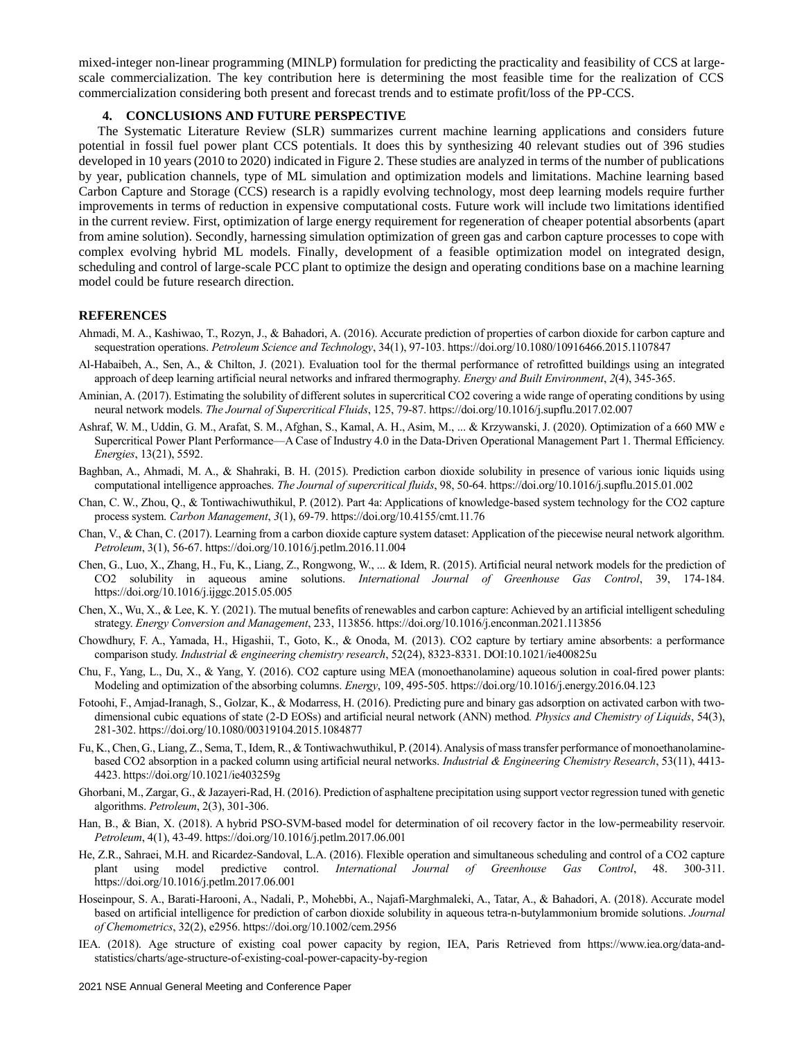mixed-integer non-linear programming (MINLP) formulation for predicting the practicality and feasibility of CCS at large-scale commercialization. The key contribution here is determining the most feasible time for the realization of CCS commercialization considering both present and forecast trends and to estimate profit/loss of the PP-CCS.

## 4. CONCLUSIONS AND FUTURE PERSPECTIVE

The Systematic Literature Review (SLR) summarizes current machine learning applications and considers future potential in fossil fuel power plant CCS potentials. It does this by synthesizing 40 relevant studies out of 396 studies developed in 10 years (2010 to 2020) indicated in Figure 2. These studies are analyzed in terms of the number of publications by year, publication channels, type of ML simulation and optimization models and limitations. Machine learning based Carbon Capture and Storage (CCS) research is a rapidly evolving technology, most deep learning models require further improvements in terms of reduction in expensive computational costs. Future work will include two limitations identified in the current review. First, optimization of large energy requirement for regeneration of cheaper potential absorbents (apart from amine solution). Secondly, harnessing simulation optimization of green gas and carbon capture processes to cope with complex evolving hybrid ML models. Finally, development of a feasible optimization model on integrated design, scheduling and control of large-scale PCC plant to optimize the design and operating conditions base on a machine learning model could be future research direction.

## REFERENCES

Ahmadi, M. A., Kashiwao, T., Rozyn, J., & Bahadori, A. (2016). Accurate prediction of properties of carbon dioxide for carbon capture and sequestration operations. *Petroleum Science and Technology*, 34(1), 97-103. https://doi.org/10.1080/10916466.2015.1107847

Al-Habaibeh, A., Sen, A., & Chilton, J. (2021). Evaluation tool for the thermal performance of retrofitted buildings using an integrated approach of deep learning artificial neural networks and infrared thermography. *Energy and Built Environment*, *2*(4), 345-365.

Aminian, A. (2017). Estimating the solubility of different solutes in supercritical CO2 covering a wide range of operating conditions by using neural network models. *The Journal of Supercritical Fluids*, 125, 79-87. https://doi.org/10.1016/j.supflu.2017.02.007

Ashraf, W. M., Uddin, G. M., Arafat, S. M., Afghan, S., Kamal, A. H., Asim, M., ... & Krzywanski, J. (2020). Optimization of a 660 MW e Supercritical Power Plant Performance—A Case of Industry 4.0 in the Data-Driven Operational Management Part 1. Thermal Efficiency. *Energies*, 13(21), 5592.

Baghban, A., Ahmadi, M. A., & Shahraki, B. H. (2015). Prediction carbon dioxide solubility in presence of various ionic liquids using computational intelligence approaches. *The Journal of supercritical fluids*, 98, 50-64. https://doi.org/10.1016/j.supflu.2015.01.002

Chan, C. W., Zhou, Q., & Tontiwachiwuthikul, P. (2012). Part 4a: Applications of knowledge-based system technology for the CO2 capture process system. *Carbon Management*, *3*(1), 69-79. https://doi.org/10.4155/cmt.11.76

Chan, V., & Chan, C. (2017). Learning from a carbon dioxide capture system dataset: Application of the piecewise neural network algorithm. *Petroleum*, 3(1), 56-67. https://doi.org/10.1016/j.petlm.2016.11.004

Chen, G., Luo, X., Zhang, H., Fu, K., Liang, Z., Rongwong, W., ... & Idem, R. (2015). Artificial neural network models for the prediction of CO2 solubility in aqueous amine solutions. *International Journal of Greenhouse Gas Control*, 39, 174-184. https://doi.org/10.1016/j.ijggc.2015.05.005

Chen, X., Wu, X., & Lee, K. Y. (2021). The mutual benefits of renewables and carbon capture: Achieved by an artificial intelligent scheduling strategy. *Energy Conversion and Management*, 233, 113856. https://doi.org/10.1016/j.enconman.2021.113856

Chowdhury, F. A., Yamada, H., Higashii, T., Goto, K., & Onoda, M. (2013). CO2 capture by tertiary amine absorbents: a performance comparison study. *Industrial & engineering chemistry research*, 52(24), 8323-8331. DOI:10.1021/ie400825u

Chu, F., Yang, L., Du, X., & Yang, Y. (2016). CO2 capture using MEA (monoethanolamine) aqueous solution in coal-fired power plants: Modeling and optimization of the absorbing columns. *Energy*, 109, 495-505. https://doi.org/10.1016/j.energy.2016.04.123

Fotoohi, F., Amjad-Iranagh, S., Golzar, K., & Modarress, H. (2016). Predicting pure and binary gas adsorption on activated carbon with two-dimensional cubic equations of state (2-D EOSs) and artificial neural network (ANN) method. *Physics and Chemistry of Liquids*, 54(3), 281-302. https://doi.org/10.1080/00319104.2015.1084877

Fu, K., Chen, G., Liang, Z., Sema, T., Idem, R., & Tontiwachwuthikul, P. (2014). Analysis of mass transfer performance of monoethanolamine-based CO2 absorption in a packed column using artificial neural networks. *Industrial & Engineering Chemistry Research*, 53(11), 4413-4423. https://doi.org/10.1021/ie403259g

Ghorbani, M., Zargar, G., & Jazayeri-Rad, H. (2016). Prediction of asphaltene precipitation using support vector regression tuned with genetic algorithms. *Petroleum*, 2(3), 301-306.

Han, B., & Bian, X. (2018). A hybrid PSO-SVM-based model for determination of oil recovery factor in the low-permeability reservoir. *Petroleum*, 4(1), 43-49. https://doi.org/10.1016/j.petlm.2017.06.001

He, Z.R., Sahraei, M.H. and Ricardez-Sandoval, L.A. (2016). Flexible operation and simultaneous scheduling and control of a CO2 capture plant using model predictive control. *International Journal of Greenhouse Gas Control*, 48. 300-311. https://doi.org/10.1016/j.petlm.2017.06.001

Hoseinpour, S. A., Barati-Harooni, A., Nadali, P., Mohebbi, A., Najafi-Marghmaleki, A., Tatar, A., & Bahadori, A. (2018). Accurate model based on artificial intelligence for prediction of carbon dioxide solubility in aqueous tetra-n-butylammonium bromide solutions. *Journal of Chemometrics*, 32(2), e2956. https://doi.org/10.1002/cem.2956

IEA. (2018). Age structure of existing coal power capacity by region, IEA, Paris Retrieved from https://www.iea.org/data-and-statistics/charts/age-structure-of-existing-coal-power-capacity-by-region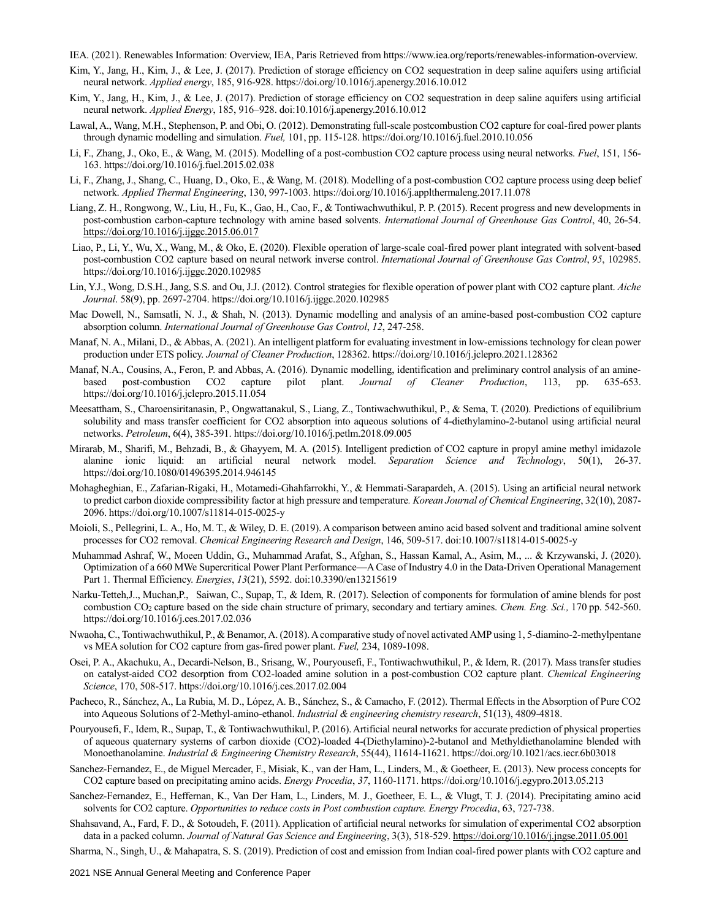IEA. (2021). Renewables Information: Overview, IEA, Paris Retrieved from https://www.iea.org/reports/renewables-information-overview.

Kim, Y., Jang, H., Kim, J., & Lee, J. (2017). Prediction of storage efficiency on CO2 sequestration in deep saline aquifers using artificial neural network. *Applied energy*, 185, 916-928. https://doi.org/10.1016/j.apenergy.2016.10.012

Kim, Y., Jang, H., Kim, J., & Lee, J. (2017). Prediction of storage efficiency on CO2 sequestration in deep saline aquifers using artificial neural network. *Applied Energy*, 185, 916–928. doi:10.1016/j.apenergy.2016.10.012

Lawal, A., Wang, M.H., Stephenson, P. and Obi, O. (2012). Demonstrating full-scale postcombustion CO2 capture for coal-fired power plants through dynamic modelling and simulation. *Fuel,* 101, pp. 115-128. https://doi.org/10.1016/j.fuel.2010.10.056

Li, F., Zhang, J., Oko, E., & Wang, M. (2015). Modelling of a post-combustion CO2 capture process using neural networks. *Fuel*, 151, 156-163. https://doi.org/10.1016/j.fuel.2015.02.038

Li, F., Zhang, J., Shang, C., Huang, D., Oko, E., & Wang, M. (2018). Modelling of a post-combustion CO2 capture process using deep belief network. *Applied Thermal Engineering*, 130, 997-1003. https://doi.org/10.1016/j.applthermaleng.2017.11.078

Liang, Z. H., Rongwong, W., Liu, H., Fu, K., Gao, H., Cao, F., & Tontiwachwuthikul, P. P. (2015). Recent progress and new developments in post-combustion carbon-capture technology with amine based solvents. *International Journal of Greenhouse Gas Control*, 40, 26-54. https://doi.org/10.1016/j.ijggc.2015.06.017

Liao, P., Li, Y., Wu, X., Wang, M., & Oko, E. (2020). Flexible operation of large-scale coal-fired power plant integrated with solvent-based post-combustion CO2 capture based on neural network inverse control. *International Journal of Greenhouse Gas Control*, *95*, 102985. https://doi.org/10.1016/j.ijggc.2020.102985

Lin, Y.J., Wong, D.S.H., Jang, S.S. and Ou, J.J. (2012). Control strategies for flexible operation of power plant with CO2 capture plant. *Aiche Journal*. 58(9), pp. 2697-2704. https://doi.org/10.1016/j.ijggc.2020.102985

Mac Dowell, N., Samsatli, N. J., & Shah, N. (2013). Dynamic modelling and analysis of an amine-based post-combustion CO2 capture absorption column. *International Journal of Greenhouse Gas Control*, *12*, 247-258.

Manaf, N. A., Milani, D., & Abbas, A. (2021). An intelligent platform for evaluating investment in low-emissions technology for clean power production under ETS policy. *Journal of Cleaner Production*, 128362. https://doi.org/10.1016/j.jclepro.2021.128362

Manaf, N.A., Cousins, A., Feron, P. and Abbas, A. (2016). Dynamic modelling, identification and preliminary control analysis of an amine-based post-combustion CO2 capture pilot plant. *Journal of Cleaner Production*, 113, pp. 635-653. https://doi.org/10.1016/j.jclepro.2015.11.054

Meesattham, S., Charoensiritanasin, P., Ongwattanakul, S., Liang, Z., Tontiwachwuthikul, P., & Sema, T. (2020). Predictions of equilibrium solubility and mass transfer coefficient for CO2 absorption into aqueous solutions of 4-diethylamino-2-butanol using artificial neural networks. *Petroleum*, 6(4), 385-391. https://doi.org/10.1016/j.petlm.2018.09.005

Mirarab, M., Sharifi, M., Behzadi, B., & Ghayyem, M. A. (2015). Intelligent prediction of CO2 capture in propyl amine methyl imidazole alanine ionic liquid: an artificial neural network model. *Separation Science and Technology*, 50(1), 26-37. https://doi.org/10.1080/01496395.2014.946145

Mohagheghian, E., Zafarian-Rigaki, H., Motamedi-Ghahfarrokhi, Y., & Hemmati-Sarapardeh, A. (2015). Using an artificial neural network to predict carbon dioxide compressibility factor at high pressure and temperature. *Korean Journal of Chemical Engineering*, 32(10), 2087-2096. https://doi.org/10.1007/s11814-015-0025-y

Moioli, S., Pellegrini, L. A., Ho, M. T., & Wiley, D. E. (2019). A comparison between amino acid based solvent and traditional amine solvent processes for CO2 removal. *Chemical Engineering Research and Design*, 146, 509-517. doi:10.1007/s11814-015-0025-y

Muhammad Ashraf, W., Moeen Uddin, G., Muhammad Arafat, S., Afghan, S., Hassan Kamal, A., Asim, M., ... & Krzywanski, J. (2020). Optimization of a 660 MWe Supercritical Power Plant Performance—A Case of Industry 4.0 in the Data-Driven Operational Management Part 1. Thermal Efficiency. *Energies*, *13*(21), 5592. doi:10.3390/en13215619

Narku-Tetteh,J.., Muchan,P., Saiwan, C., Supap, T., & Idem, R. (2017). Selection of components for formulation of amine blends for post combustion $CO_2$ capture based on the side chain structure of primary, secondary and tertiary amines. *Chem. Eng. Sci.,* 170 pp. 542-560. https://doi.org/10.1016/j.ces.2017.02.036

Nwaoha, C., Tontiwachwuthikul, P., & Benamor, A. (2018). A comparative study of novel activated AMP using 1, 5-diamino-2-methylpentane vs MEA solution for CO2 capture from gas-fired power plant. *Fuel,* 234, 1089-1098.

Osei, P. A., Akachuku, A., Decardi-Nelson, B., Srisang, W., Pouryousefi, F., Tontiwachwuthikul, P., & Idem, R. (2017). Mass transfer studies on catalyst-aided CO2 desorption from CO2-loaded amine solution in a post-combustion CO2 capture plant. *Chemical Engineering Science*, 170, 508-517. https://doi.org/10.1016/j.ces.2017.02.004

Pacheco, R., Sánchez, A., La Rubia, M. D., López, A. B., Sánchez, S., & Camacho, F. (2012). Thermal Effects in the Absorption of Pure CO2 into Aqueous Solutions of 2-Methyl-amino-ethanol. *Industrial & engineering chemistry research*, 51(13), 4809-4818.

Pouryousefi, F., Idem, R., Supap, T., & Tontiwachwuthikul, P. (2016). Artificial neural networks for accurate prediction of physical properties of aqueous quaternary systems of carbon dioxide (CO2)-loaded 4-(Diethylamino)-2-butanol and Methyldiethanolamine blended with Monoethanolamine. *Industrial & Engineering Chemistry Research*, 55(44), 11614-11621. https://doi.org/10.1021/acs.iecr.6b03018

Sanchez-Fernandez, E., de Miguel Mercader, F., Misiak, K., van der Ham, L., Linders, M., & Goetheer, E. (2013). New process concepts for CO2 capture based on precipitating amino acids. *Energy Procedia*, *37*, 1160-1171. https://doi.org/10.1016/j.egypro.2013.05.213

Sanchez-Fernandez, E., Heffernan, K., Van Der Ham, L., Linders, M. J., Goetheer, E. L., & Vlugt, T. J. (2014). Precipitating amino acid solvents for CO2 capture. *Opportunities to reduce costs in Post combustion capture. Energy Procedia*, 63, 727-738.

Shahsavand, A., Fard, F. D., & Sotoudeh, F. (2011). Application of artificial neural networks for simulation of experimental CO2 absorption data in a packed column. *Journal of Natural Gas Science and Engineering*, 3(3), 518-529. https://doi.org/10.1016/j.jngse.2011.05.001

Sharma, N., Singh, U., & Mahapatra, S. S. (2019). Prediction of cost and emission from Indian coal-fired power plants with CO2 capture and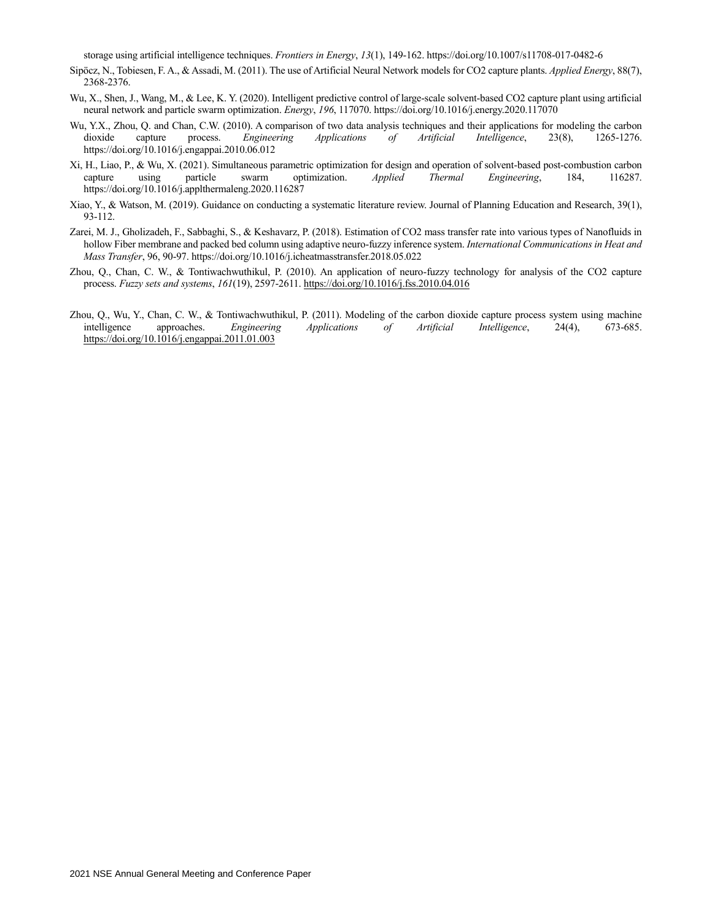storage using artificial intelligence techniques. *Frontiers in Energy*, *13*(1), 149-162. https://doi.org/10.1007/s11708-017-0482-6

Sipöcz, N., Tobiesen, F. A., & Assadi, M. (2011). The use of Artificial Neural Network models for $CO_2$ capture plants. *Applied Energy*, 88(7), 2368-2376.

Wu, X., Shen, J., Wang, M., & Lee, K. Y. (2020). Intelligent predictive control of large-scale solvent-based $CO_2$ capture plant using artificial neural network and particle swarm optimization. *Energy*, *196*, 117070. https://doi.org/10.1016/j.energy.2020.117070

Wu, Y.X., Zhou, Q. and Chan, C.W. (2010). A comparison of two data analysis techniques and their applications for modeling the carbon dioxide capture process. *Engineering Applications of Artificial Intelligence*, 23(8), 1265-1276. https://doi.org/10.1016/j.engappai.2010.06.012

Xi, H., Liao, P., & Wu, X. (2021). Simultaneous parametric optimization for design and operation of solvent-based post-combustion carbon capture using particle swarm optimization. *Applied Thermal Engineering*, 184, 116287. https://doi.org/10.1016/j.applthermaleng.2020.116287

Xiao, Y., & Watson, M. (2019). Guidance on conducting a systematic literature review. Journal of Planning Education and Research, 39(1), 93-112.

Zarei, M. J., Gholizadeh, F., Sabbaghi, S., & Keshavarz, P. (2018). Estimation of $CO_2$ mass transfer rate into various types of Nanofluids in hollow Fiber membrane and packed bed column using adaptive neuro-fuzzy inference system. *International Communications in Heat and Mass Transfer*, 96, 90-97. https://doi.org/10.1016/j.icheatmasstransfer.2018.05.022

Zhou, Q., Chan, C. W., & Tontiwachwuthikul, P. (2010). An application of neuro-fuzzy technology for analysis of the $CO_2$ capture process. *Fuzzy sets and systems*, *161*(19), 2597-2611. https://doi.org/10.1016/j.fss.2010.04.016

Zhou, Q., Wu, Y., Chan, C. W., & Tontiwachwuthikul, P. (2011). Modeling of the carbon dioxide capture process system using machine intelligence approaches. *Engineering Applications of Artificial Intelligence*, 24(4), 673-685. https://doi.org/10.1016/j.engappai.2011.01.003